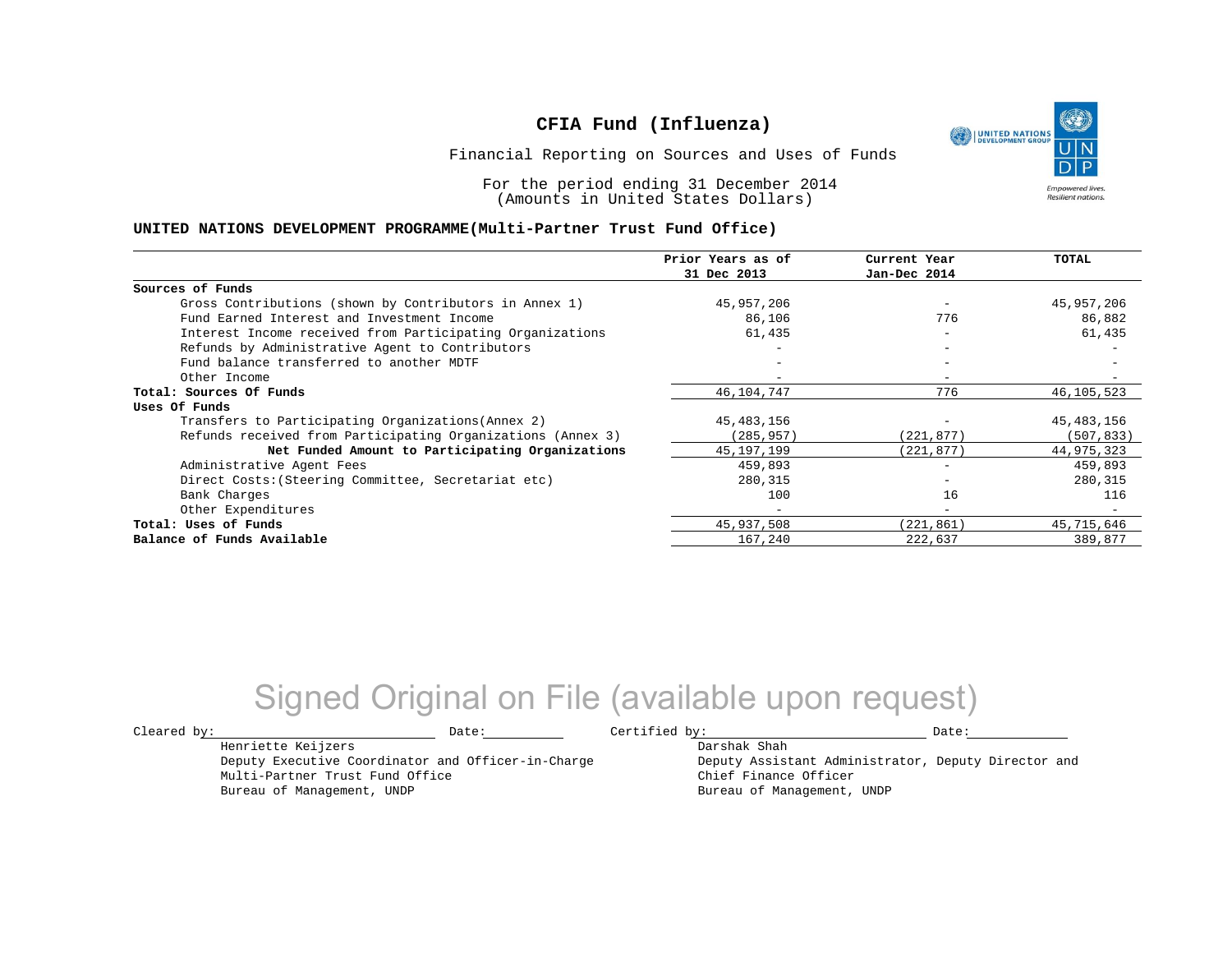# CFIA Fund (Influenza)

Financial Reporting on Sources and Uses of Funds

For the period ending 31 December 2014
(Amounts in United States Dollars)

**UNITED NATIONS DEVELOPMENT PROGRAMME(Multi-Partner Trust Fund Office)**

| | Prior Years as of 31 Dec 2013 | Current Year Jan-Dec 2014 | TOTAL |
|---|---|---|---|
| **Sources of Funds** | | | |
| Gross Contributions (shown by Contributors in Annex 1) | 45,957,206 | - | 45,957,206 |
| Fund Earned Interest and Investment Income | 86,106 | 776 | 86,882 |
| Interest Income received from Participating Organizations | 61,435 | - | 61,435 |
| Refunds by Administrative Agent to Contributors | - | - | - |
| Fund balance transferred to another MDTF | - | - | - |
| Other Income | - | - | - |
| **Total: Sources Of Funds** | 46,104,747 | 776 | 46,105,523 |
| **Uses Of Funds** | | | |
| Transfers to Participating Organizations(Annex 2) | 45,483,156 | - | 45,483,156 |
| Refunds received from Participating Organizations (Annex 3) | (285,957) | (221,877) | (507,833) |
| **Net Funded Amount to Participating Organizations** | 45,197,199 | (221,877) | 44,975,323 |
| Administrative Agent Fees | 459,893 | - | 459,893 |
| Direct Costs:(Steering Committee, Secretariat etc) | 280,315 | - | 280,315 |
| Bank Charges | 100 | 16 | 116 |
| Other Expenditures | - | - | - |
| **Total: Uses of Funds** | 45,937,508 | (221,861) | 45,715,646 |
| **Balance of Funds Available** | 167,240 | 222,637 | 389,877 |

Signed Original on File (available upon request)

Cleared by: ____________________ Date: __________

Henriette Keijzers
Deputy Executive Coordinator and Officer-in-Charge
Multi-Partner Trust Fund Office
Bureau of Management, UNDP

Certified by: ____________________ Date: __________

Darshak Shah
Deputy Assistant Administrator, Deputy Director and
Chief Finance Officer
Bureau of Management, UNDP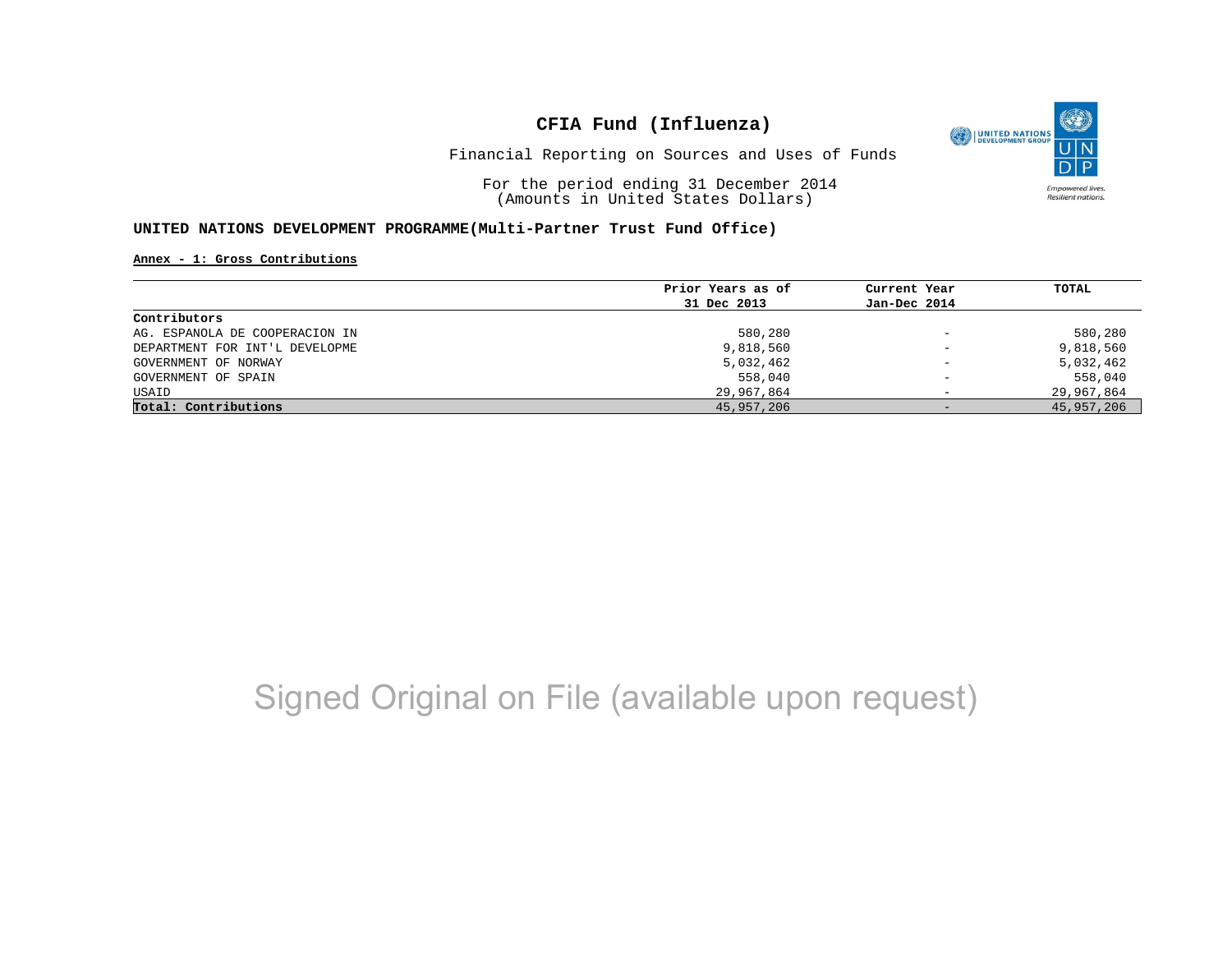# CFIA Fund (Influenza)

Financial Reporting on Sources and Uses of Funds

For the period ending 31 December 2014
(Amounts in United States Dollars)

**UNITED NATIONS DEVELOPMENT PROGRAMME(Multi-Partner Trust Fund Office)**

**Annex - 1: Gross Contributions**

| | Prior Years as of 31 Dec 2013 | Current Year Jan-Dec 2014 | TOTAL |
|---|---|---|---|
| **Contributors** | | | |
| AG. ESPANOLA DE COOPERACION IN | 580,280 | - | 580,280 |
| DEPARTMENT FOR INT'L DEVELOPME | 9,818,560 | - | 9,818,560 |
| GOVERNMENT OF NORWAY | 5,032,462 | - | 5,032,462 |
| GOVERNMENT OF SPAIN | 558,040 | - | 558,040 |
| USAID | 29,967,864 | - | 29,967,864 |
| **Total: Contributions** | 45,957,206 | - | 45,957,206 |

Signed Original on File (available upon request)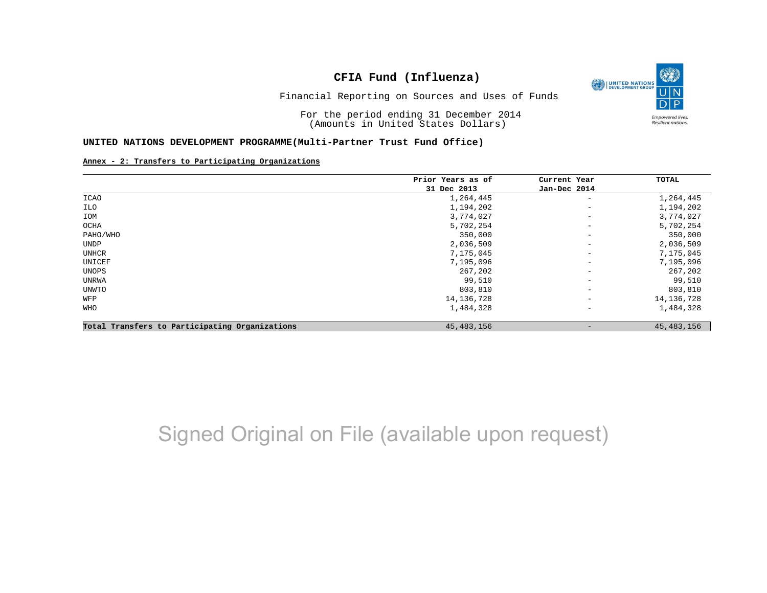# CFIA Fund (Influenza)

Financial Reporting on Sources and Uses of Funds

For the period ending 31 December 2014
(Amounts in United States Dollars)

**UNITED NATIONS DEVELOPMENT PROGRAMME(Multi-Partner Trust Fund Office)**

**Annex - 2: Transfers to Participating Organizations**

| | Prior Years as of 31 Dec 2013 | Current Year Jan-Dec 2014 | TOTAL |
|---|---|---|---|
| ICAO | 1,264,445 | - | 1,264,445 |
| ILO | 1,194,202 | - | 1,194,202 |
| IOM | 3,774,027 | - | 3,774,027 |
| OCHA | 5,702,254 | - | 5,702,254 |
| PAHO/WHO | 350,000 | - | 350,000 |
| UNDP | 2,036,509 | - | 2,036,509 |
| UNHCR | 7,175,045 | - | 7,175,045 |
| UNICEF | 7,195,096 | - | 7,195,096 |
| UNOPS | 267,202 | - | 267,202 |
| UNRWA | 99,510 | - | 99,510 |
| UNWTO | 803,810 | - | 803,810 |
| WFP | 14,136,728 | - | 14,136,728 |
| WHO | 1,484,328 | - | 1,484,328 |
| **Total Transfers to Participating Organizations** | 45,483,156 | - | 45,483,156 |

Signed Original on File (available upon request)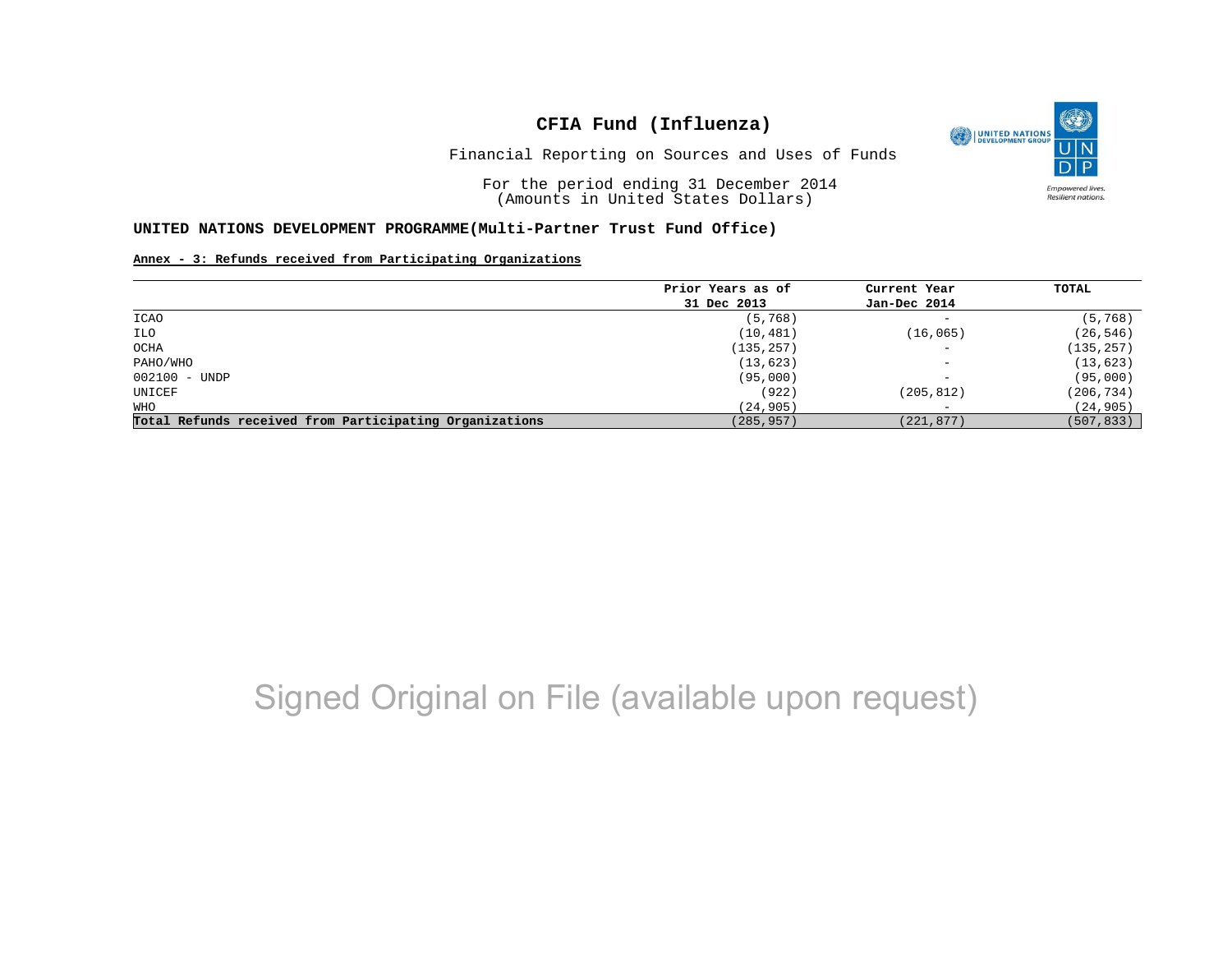# CFIA Fund (Influenza)

Financial Reporting on Sources and Uses of Funds

For the period ending 31 December 2014
(Amounts in United States Dollars)

**UNITED NATIONS DEVELOPMENT PROGRAMME(Multi-Partner Trust Fund Office)**

**Annex - 3: Refunds received from Participating Organizations**

| | Prior Years as of 31 Dec 2013 | Current Year Jan-Dec 2014 | TOTAL |
|---|---|---|---|
| ICAO | (5,768) | - | (5,768) |
| ILO | (10,481) | (16,065) | (26,546) |
| OCHA | (135,257) | - | (135,257) |
| PAHO/WHO | (13,623) | - | (13,623) |
| 002100 - UNDP | (95,000) | - | (95,000) |
| UNICEF | (922) | (205,812) | (206,734) |
| WHO | (24,905) | - | (24,905) |
| **Total Refunds received from Participating Organizations** | (285,957) | (221,877) | (507,833) |

Signed Original on File (available upon request)